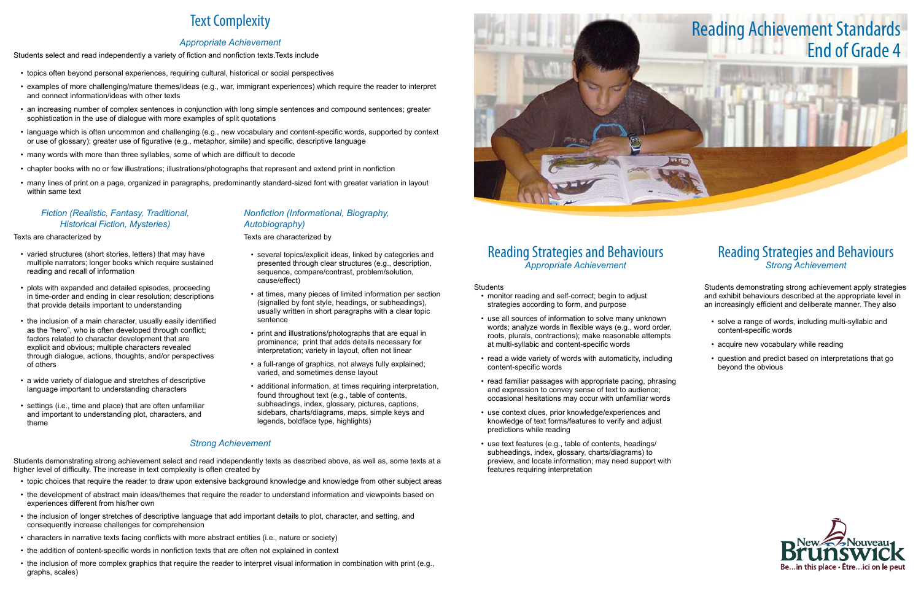# Reading Achievement Standards End of Grade 4

## Text Complexity

*Appropriate Achievement*

Students select and read independently a variety of fiction and nonfiction texts. Texts include

- topics often beyond personal experiences, requiring cultural, historical or social perspectives
- examples of more challenging/mature themes/ideas (e.g., war, immigrant experiences) which require the reader to interpret and connect information/ideas with other texts
- an increasing number of complex sentences in conjunction with long simple sentences and compound sentences; greater sophistication in the use of dialogue with more examples of split quotations
- language which is often uncommon and challenging (e.g., new vocabulary and content-specific words, supported by context or use of glossary); greater use of figurative (e.g., metaphor, simile) and specific, descriptive language
- many words with more than three syllables, some of which are difficult to decode
- chapter books with no or few illustrations; illustrations/photographs that represent and extend print in nonfiction
- many lines of print on a page, organized in paragraphs, predominantly standard-sized font with greater variation in layout within same text

### *Fiction (Realistic, Fantasy, Traditional, Historical Fiction, Mysteries)*

Texts are characterized by

- varied structures (short stories, letters) that may have multiple narrators; longer books which require sustained reading and recall of information
- plots with expanded and detailed episodes, proceeding in time-order and ending in clear resolution; descriptions that provide details important to understanding
- the inclusion of a main character, usually easily identified as the "hero", who is often developed through conflict; factors related to character development that are explicit and obvious; multiple characters revealed through dialogue, actions, thoughts, and/or perspectives of others
- a wide variety of dialogue and stretches of descriptive language important to understanding characters
- settings (i.e., time and place) that are often unfamiliar and important to understanding plot, characters, and theme

### *Nonfiction (Informational, Biography, Autobiography)*

Texts are characterized by

- several topics/explicit ideas, linked by categories and presented through clear structures (e.g., description, sequence, compare/contrast, problem/solution, cause/effect)
- at times, many pieces of limited information per section (signalled by font style, headings, or subheadings), usually written in short paragraphs with a clear topic sentence
- print and illustrations/photographs that are equal in prominence; print that adds details necessary for interpretation; variety in layout, often not linear
- a full-range of graphics, not always fully explained; varied, and sometimes dense layout
- additional information, at times requiring interpretation, found throughout text (e.g., table of contents, subheadings, index, glossary, pictures, captions, sidebars, charts/diagrams, maps, simple keys and legends, boldface type, highlights)

*Strong Achievement*

Students demonstrating strong achievement select and read independently texts as described above, as well as, some texts at a higher level of difficulty. The increase in text complexity is often created by

- topic choices that require the reader to draw upon extensive background knowledge and knowledge from other subject areas
- the development of abstract main ideas/themes that require the reader to understand information and viewpoints based on experiences different from his/her own
- the inclusion of longer stretches of descriptive language that add important details to plot, character, and setting, and consequently increase challenges for comprehension
- characters in narrative texts facing conflicts with more abstract entities (i.e., nature or society)
- the addition of content-specific words in nonfiction texts that are often not explained in context
- the inclusion of more complex graphics that require the reader to interpret visual information in combination with print (e.g., graphs, scales)

## Reading Strategies and Behaviours

*Appropriate Achievement*

Students

- monitor reading and self-correct; begin to adjust strategies according to form, and purpose
- use all sources of information to solve many unknown words; analyze words in flexible ways (e.g., word order, roots, plurals, contractions); make reasonable attempts at multi-syllabic and content-specific words
- read a wide variety of words with automaticity, including content-specific words
- read familiar passages with appropriate pacing, phrasing and expression to convey sense of text to audience; occasional hesitations may occur with unfamiliar words
- use context clues, prior knowledge/experiences and knowledge of text forms/features to verify and adjust predictions while reading
- use text features (e.g., table of contents, headings/subheadings, index, glossary, charts/diagrams) to preview, and locate information; may need support with features requiring interpretation

## Reading Strategies and Behaviours

*Strong Achievement*

Students demonstrating strong achievement apply strategies and exhibit behaviours described at the appropriate level in an increasingly efficient and deliberate manner. They also

- solve a range of words, including multi-syllabic and content-specific words
- acquire new vocabulary while reading
- question and predict based on interpretations that go beyond the obvious

New Brunswick Nouveau
Be...in this place • Être...ici on le peut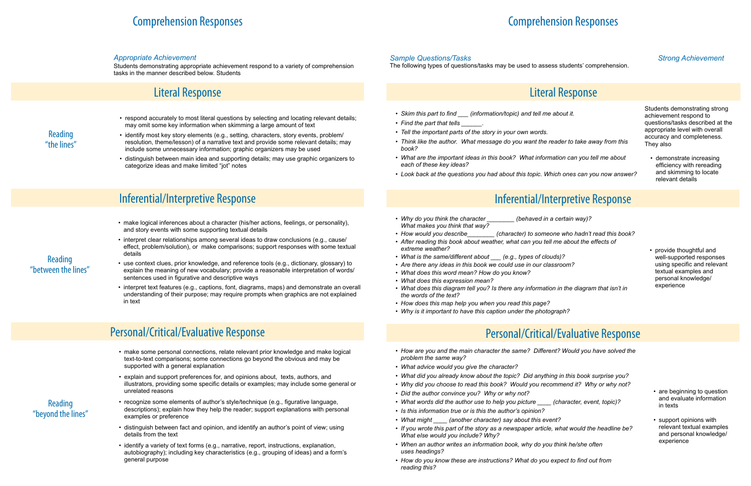# Comprehension Responses

*Appropriate Achievement*

Students demonstrating appropriate achievement respond to a variety of comprehension tasks in the manner described below. Students

## Literal Response

**Reading "the lines"**

- respond accurately to most literal questions by selecting and locating relevant details; may omit some key information when skimming a large amount of text
- identify most key story elements (e.g., setting, characters, story events, problem/ resolution, theme/lesson) of a narrative text and provide some relevant details; may include some unnecessary information; graphic organizers may be used
- distinguish between main idea and supporting details; may use graphic organizers to categorize ideas and make limited "jot" notes

## Inferential/Interpretive Response

**Reading "between the lines"**

- make logical inferences about a character (his/her actions, feelings, or personality), and story events with some supporting textual details
- interpret clear relationships among several ideas to draw conclusions (e.g., cause/ effect, problem/solution), or make comparisons; support responses with some textual details
- use context clues, prior knowledge, and reference tools (e.g., dictionary, glossary) to explain the meaning of new vocabulary; provide a reasonable interpretation of words/ sentences used in figurative and descriptive ways
- interpret text features (e.g., captions, font, diagrams, maps) and demonstrate an overall understanding of their purpose; may require prompts when graphics are not explained in text

## Personal/Critical/Evaluative Response

**Reading "beyond the lines"**

- make some personal connections, relate relevant prior knowledge and make logical text-to-text comparisons; some connections go beyond the obvious and may be supported with a general explanation
- explain and support preferences for, and opinions about, texts, authors, and illustrators, providing some specific details or examples; may include some general or unrelated reasons
- recognize some elements of author's style/technique (e.g., figurative language, descriptions); explain how they help the reader; support explanations with personal examples or preference
- distinguish between fact and opinion, and identify an author's point of view; using details from the text
- identify a variety of text forms (e.g., narrative, report, instructions, explanation, autobiography); including key characteristics (e.g., grouping of ideas) and a form's general purpose

# Comprehension Responses

*Sample Questions/Tasks*

The following types of questions/tasks may be used to assess students' comprehension.

*Strong Achievement*

Students demonstrating strong achievement respond to questions/tasks described at the appropriate level with overall accuracy and completeness. They also

## Literal Response

- *Skim this part to find ___ (information/topic) and tell me about it.*
- *Find the part that tells ______.*
- *Tell the important parts of the story in your own words.*
- *Think like the author. What message do you want the reader to take away from this book?*
- *What are the important ideas in this book? What information can you tell me about each of these key ideas?*
- *Look back at the questions you had about this topic. Which ones can you now answer?*

Strong Achievement:

- demonstrate increasing efficiency with rereading and skimming to locate relevant details

## Inferential/Interpretive Response

- *Why do you think the character ________ (behaved in a certain way)? What makes you think that way?*
- *How would you describe________ (character) to someone who hadn't read this book?*
- *After reading this book about weather, what can you tell me about the effects of extreme weather?*
- *What is the same/different about ___ (e.g., types of clouds)?*
- *Are there any ideas in this book we could use in our classroom?*
- *What does this word mean? How do you know?*
- *What does this expression mean?*
- *What does this diagram tell you? Is there any information in the diagram that isn't in the words of the text?*
- *How does this map help you when you read this page?*
- *Why is it important to have this caption under the photograph?*

Strong Achievement:

- provide thoughtful and well-supported responses using specific and relevant textual examples and personal knowledge/ experience

## Personal/Critical/Evaluative Response

- *How are you and the main character the same? Different? Would you have solved the problem the same way?*
- *What advice would you give the character?*
- *What did you already know about the topic? Did anything in this book surprise you?*
- *Why did you choose to read this book? Would you recommend it? Why or why not?*
- *Did the author convince you? Why or why not?*
- *What words did the author use to help you picture ____ (character, event, topic)?*
- *Is this information true or is this the author's opinion?*
- *What might ____ (another character) say about this event?*
- *If you wrote this part of the story as a newspaper article, what would the headline be? What else would you include? Why?*
- *When an author writes an information book, why do you think he/she often uses headings?*
- *How do you know these are instructions? What do you expect to find out from reading this?*

Strong Achievement:

- are beginning to question and evaluate information in texts
- support opinions with relevant textual examples and personal knowledge/ experience